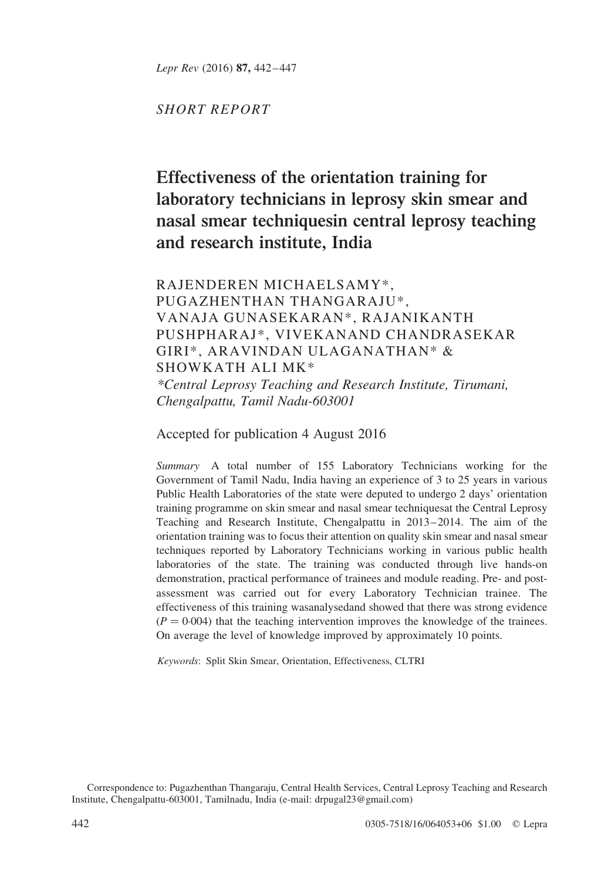*SHORT REPORT*

# Effectiveness of the orientation training for laboratory technicians in leprosy skin smear and nasal smear techniquesin central leprosy teaching and research institute, India

RAJENDEREN MICHAELSAMY*, PUGAZHENTHAN THANGARAJU*, VANAJA GUNASEKARAN*, RAJANIKANTH PUSHPHARAJ*, VIVEKANAND CHANDRASEKAR GIRI*, ARAVINDAN ULAGANATHAN* & SHOWKATH ALI MK*

*\*Central Leprosy Teaching and Research Institute, Tirumani, Chengalpattu, Tamil Nadu-603001*

Accepted for publication 4 August 2016

*Summary* A total number of 155 Laboratory Technicians working for the Government of Tamil Nadu, India having an experience of 3 to 25 years in various Public Health Laboratories of the state were deputed to undergo 2 days' orientation training programme on skin smear and nasal smear techniquesat the Central Leprosy Teaching and Research Institute, Chengalpattu in 2013–2014. The aim of the orientation training was to focus their attention on quality skin smear and nasal smear techniques reported by Laboratory Technicians working in various public health laboratories of the state. The training was conducted through live hands-on demonstration, practical performance of trainees and module reading. Pre- and post-assessment was carried out for every Laboratory Technician trainee. The effectiveness of this training wasanalysedand showed that there was strong evidence ($P = 0{\cdot}004$) that the teaching intervention improves the knowledge of the trainees. On average the level of knowledge improved by approximately 10 points.

*Keywords*: Split Skin Smear, Orientation, Effectiveness, CLTRI

Correspondence to: Pugazhenthan Thangaraju, Central Health Services, Central Leprosy Teaching and Research Institute, Chengalpattu-603001, Tamilnadu, India (e-mail: drpugal23@gmail.com)

0305-7518/16/064053+06 $1.00 © Lepra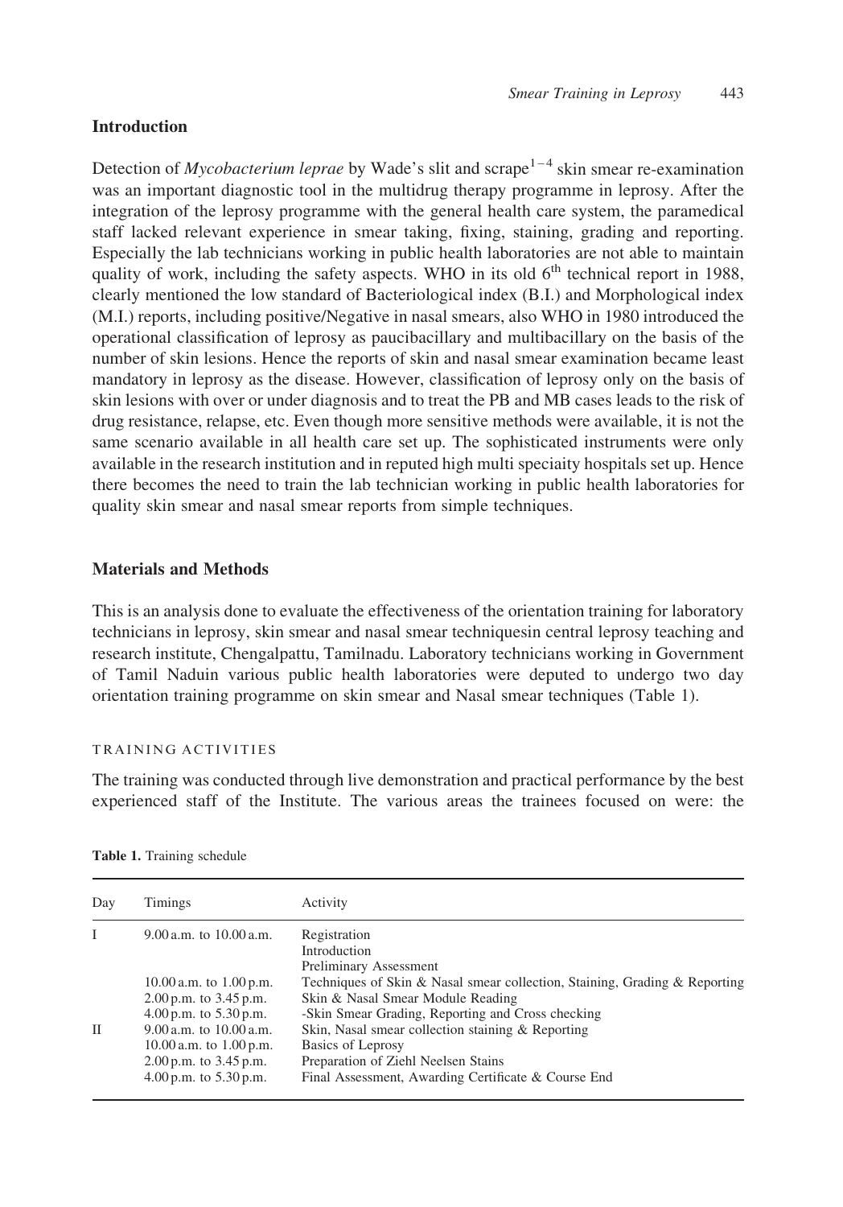## Introduction

Detection of *Mycobacterium leprae* by Wade's slit and scrape[1–4] skin smear re-examination was an important diagnostic tool in the multidrug therapy programme in leprosy. After the integration of the leprosy programme with the general health care system, the paramedical staff lacked relevant experience in smear taking, fixing, staining, grading and reporting. Especially the lab technicians working in public health laboratories are not able to maintain quality of work, including the safety aspects. WHO in its old 6th technical report in 1988, clearly mentioned the low standard of Bacteriological index (B.I.) and Morphological index (M.I.) reports, including positive/Negative in nasal smears, also WHO in 1980 introduced the operational classification of leprosy as paucibacillary and multibacillary on the basis of the number of skin lesions. Hence the reports of skin and nasal smear examination became least mandatory in leprosy as the disease. However, classification of leprosy only on the basis of skin lesions with over or under diagnosis and to treat the PB and MB cases leads to the risk of drug resistance, relapse, etc. Even though more sensitive methods were available, it is not the same scenario available in all health care set up. The sophisticated instruments were only available in the research institution and in reputed high multi speciaity hospitals set up. Hence there becomes the need to train the lab technician working in public health laboratories for quality skin smear and nasal smear reports from simple techniques.

## Materials and Methods

This is an analysis done to evaluate the effectiveness of the orientation training for laboratory technicians in leprosy, skin smear and nasal smear techniquesin central leprosy teaching and research institute, Chengalpattu, Tamilnadu. Laboratory technicians working in Government of Tamil Naduin various public health laboratories were deputed to undergo two day orientation training programme on skin smear and Nasal smear techniques (Table 1).

### Training Activities

The training was conducted through live demonstration and practical performance by the best experienced staff of the Institute. The various areas the trainees focused on were: the

**Table 1.** Training schedule

| Day | Timings | Activity |
|---|---|---|
| I | 9.00 a.m. to 10.00 a.m. | Registration<br>Introduction<br>Preliminary Assessment |
| | 10.00 a.m. to 1.00 p.m. | Techniques of Skin & Nasal smear collection, Staining, Grading & Reporting |
| | 2.00 p.m. to 3.45 p.m. | Skin & Nasal Smear Module Reading |
| | 4.00 p.m. to 5.30 p.m. | -Skin Smear Grading, Reporting and Cross checking |
| II | 9.00 a.m. to 10.00 a.m. | Skin, Nasal smear collection staining & Reporting |
| | 10.00 a.m. to 1.00 p.m. | Basics of Leprosy |
| | 2.00 p.m. to 3.45 p.m. | Preparation of Ziehl Neelsen Stains |
| | 4.00 p.m. to 5.30 p.m. | Final Assessment, Awarding Certificate & Course End |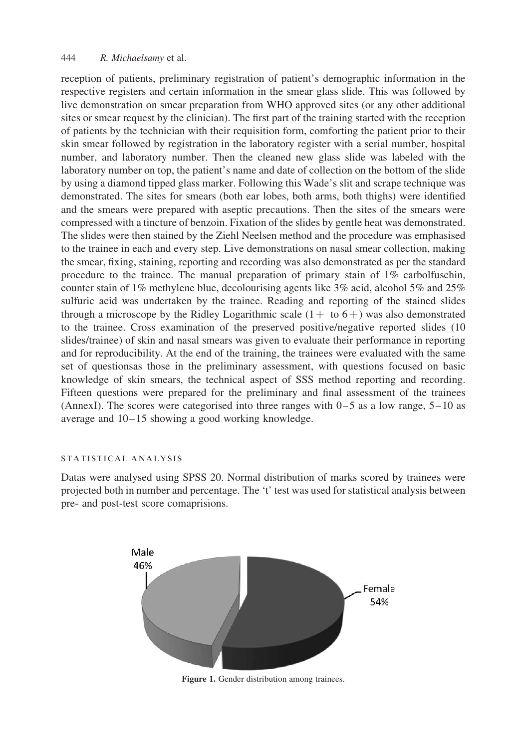reception of patients, preliminary registration of patient's demographic information in the respective registers and certain information in the smear glass slide. This was followed by live demonstration on smear preparation from WHO approved sites (or any other additional sites or smear request by the clinician). The first part of the training started with the reception of patients by the technician with their requisition form, comforting the patient prior to their skin smear followed by registration in the laboratory register with a serial number, hospital number, and laboratory number. Then the cleaned new glass slide was labeled with the laboratory number on top, the patient's name and date of collection on the bottom of the slide by using a diamond tipped glass marker. Following this Wade's slit and scrape technique was demonstrated. The sites for smears (both ear lobes, both arms, both thighs) were identified and the smears were prepared with aseptic precautions. Then the sites of the smears were compressed with a tincture of benzoin. Fixation of the slides by gentle heat was demonstrated. The slides were then stained by the Ziehl Neelsen method and the procedure was emphasised to the trainee in each and every step. Live demonstrations on nasal smear collection, making the smear, fixing, staining, reporting and recording was also demonstrated as per the standard procedure to the trainee. The manual preparation of primary stain of 1% carbolfuschin, counter stain of 1% methylene blue, decolourising agents like 3% acid, alcohol 5% and 25% sulfuric acid was undertaken by the trainee. Reading and reporting of the stained slides through a microscope by the Ridley Logarithmic scale (1+ to 6+) was also demonstrated to the trainee. Cross examination of the preserved positive/negative reported slides (10 slides/trainee) of skin and nasal smears was given to evaluate their performance in reporting and for reproducibility. At the end of the training, the trainees were evaluated with the same set of questionsas those in the preliminary assessment, with questions focused on basic knowledge of skin smears, the technical aspect of SSS method reporting and recording. Fifteen questions were prepared for the preliminary and final assessment of the trainees (AnnexI). The scores were categorised into three ranges with 0–5 as a low range, 5–10 as average and 10–15 showing a good working knowledge.

## STATISTICAL ANALYSIS

Datas were analysed using SPSS 20. Normal distribution of marks scored by trainees were projected both in number and percentage. The 't' test was used for statistical analysis between pre- and post-test score comaprisions.

Male 46%

Female 54%

**Figure 1.** Gender distribution among trainees.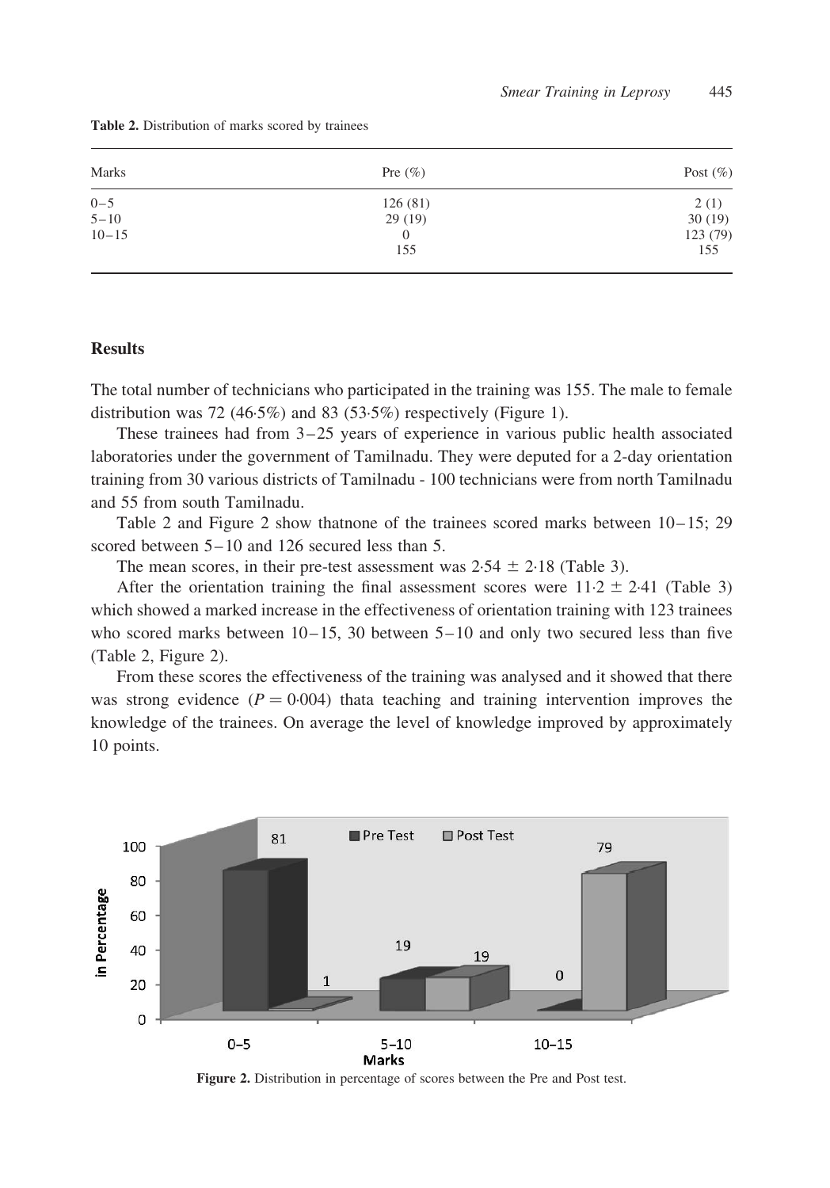**Table 2.** Distribution of marks scored by trainees

| Marks | Pre (%) | Post (%) |
|---|---|---|
| 0–5 | 126 (81) | 2 (1) |
| 5–10 | 29 (19) | 30 (19) |
| 10–15 | 0 | 123 (79) |
| | 155 | 155 |

## Results

The total number of technicians who participated in the training was 155. The male to female distribution was 72 (46·5%) and 83 (53·5%) respectively (Figure 1).

These trainees had from 3–25 years of experience in various public health associated laboratories under the government of Tamilnadu. They were deputed for a 2-day orientation training from 30 various districts of Tamilnadu - 100 technicians were from north Tamilnadu and 55 from south Tamilnadu.

Table 2 and Figure 2 show thatnone of the trainees scored marks between 10–15; 29 scored between 5–10 and 126 secured less than 5.

The mean scores, in their pre-test assessment was $2{\cdot}54 \pm 2{\cdot}18$ (Table 3).

After the orientation training the final assessment scores were $11{\cdot}2 \pm 2{\cdot}41$ (Table 3) which showed a marked increase in the effectiveness of orientation training with 123 trainees who scored marks between 10–15, 30 between 5–10 and only two secured less than five (Table 2, Figure 2).

From these scores the effectiveness of the training was analysed and it showed that there was strong evidence ($P = 0{\cdot}004$) thata teaching and training intervention improves the knowledge of the trainees. On average the level of knowledge improved by approximately 10 points.

**Figure 2.** Distribution in percentage of scores between the Pre and Post test.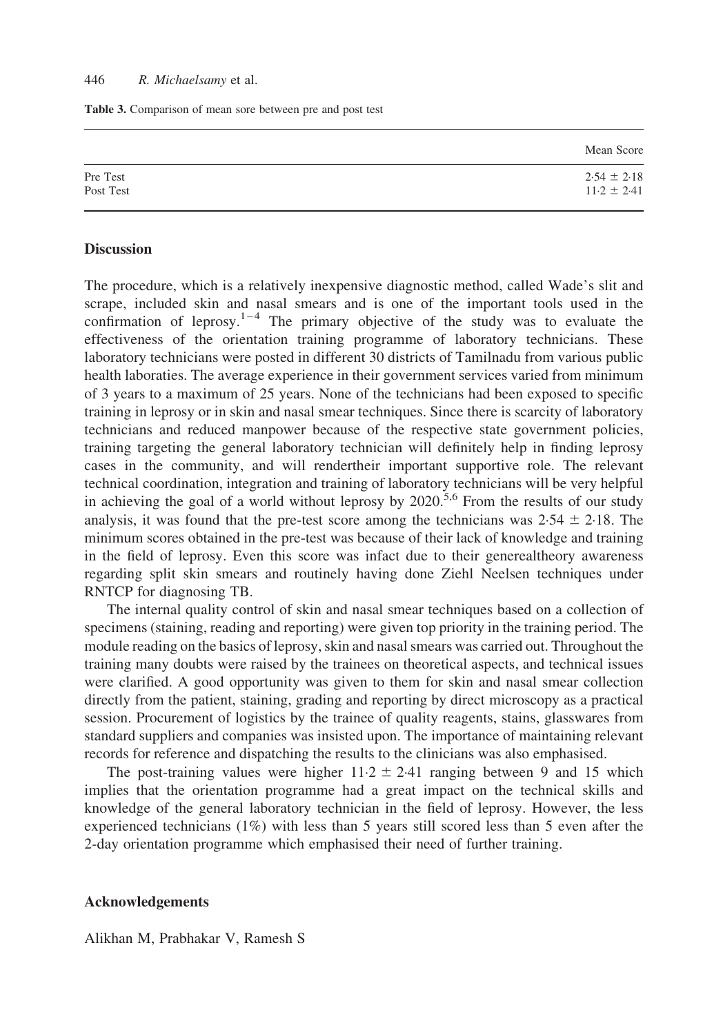**Table 3.** Comparison of mean sore between pre and post test

| | Mean Score |
|---|---|
| Pre Test | 2·54 ± 2·18 |
| Post Test | 11·2 ± 2·41 |

## Discussion

The procedure, which is a relatively inexpensive diagnostic method, called Wade's slit and scrape, included skin and nasal smears and is one of the important tools used in the confirmation of leprosy.[1–4] The primary objective of the study was to evaluate the effectiveness of the orientation training programme of laboratory technicians. These laboratory technicians were posted in different 30 districts of Tamilnadu from various public health laboraties. The average experience in their government services varied from minimum of 3 years to a maximum of 25 years. None of the technicians had been exposed to specific training in leprosy or in skin and nasal smear techniques. Since there is scarcity of laboratory technicians and reduced manpower because of the respective state government policies, training targeting the general laboratory technician will definitely help in finding leprosy cases in the community, and will rendertheir important supportive role. The relevant technical coordination, integration and training of laboratory technicians will be very helpful in achieving the goal of a world without leprosy by 2020.[5,6] From the results of our study analysis, it was found that the pre-test score among the technicians was 2·54 ± 2·18. The minimum scores obtained in the pre-test was because of their lack of knowledge and training in the field of leprosy. Even this score was infact due to their generealtheory awareness regarding split skin smears and routinely having done Ziehl Neelsen techniques under RNTCP for diagnosing TB.

The internal quality control of skin and nasal smear techniques based on a collection of specimens (staining, reading and reporting) were given top priority in the training period. The module reading on the basics of leprosy, skin and nasal smears was carried out. Throughout the training many doubts were raised by the trainees on theoretical aspects, and technical issues were clarified. A good opportunity was given to them for skin and nasal smear collection directly from the patient, staining, grading and reporting by direct microscopy as a practical session. Procurement of logistics by the trainee of quality reagents, stains, glasswares from standard suppliers and companies was insisted upon. The importance of maintaining relevant records for reference and dispatching the results to the clinicians was also emphasised.

The post-training values were higher 11·2 ± 2·41 ranging between 9 and 15 which implies that the orientation programme had a great impact on the technical skills and knowledge of the general laboratory technician in the field of leprosy. However, the less experienced technicians (1%) with less than 5 years still scored less than 5 even after the 2-day orientation programme which emphasised their need of further training.

## Acknowledgements

Alikhan M, Prabhakar V, Ramesh S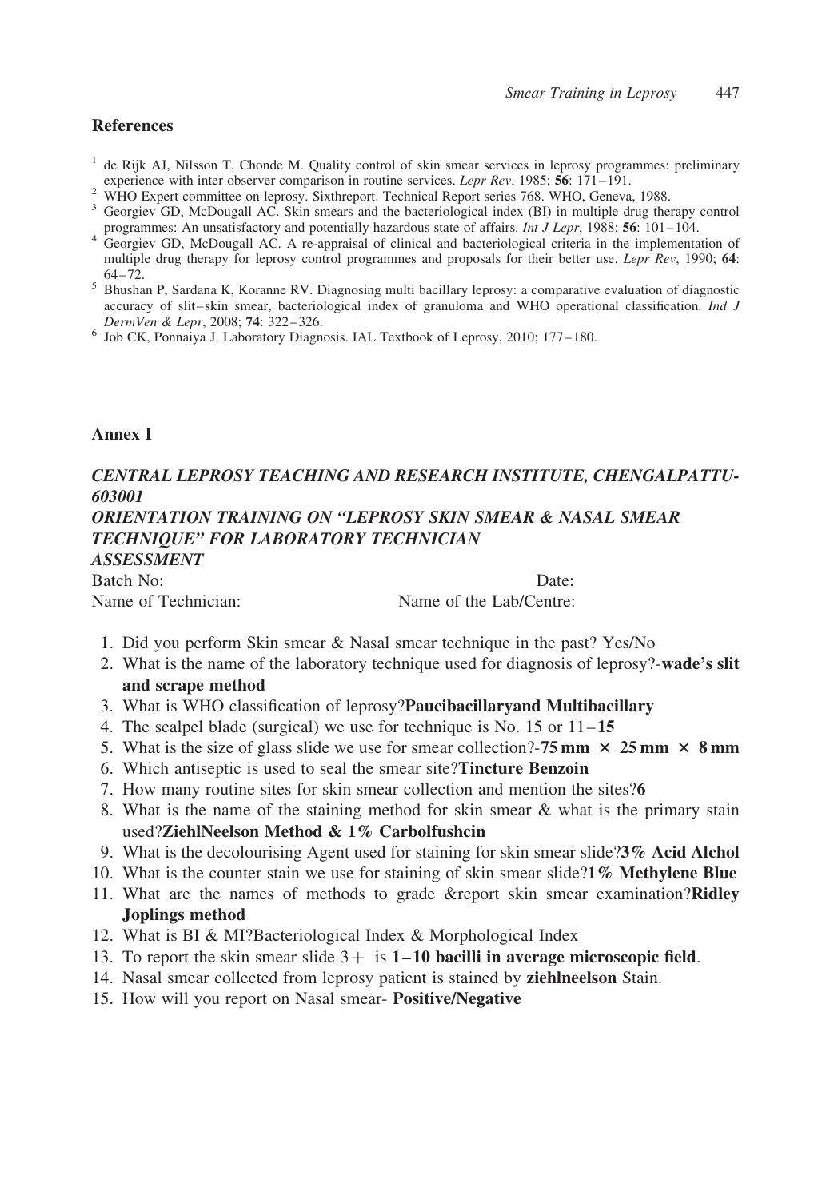## References

1 de Rijk AJ, Nilsson T, Chonde M. Quality control of skin smear services in leprosy programmes: preliminary experience with inter observer comparison in routine services. *Lepr Rev*, 1985; **56**: 171–191.

2 WHO Expert committee on leprosy. Sixthreport. Technical Report series 768. WHO, Geneva, 1988.

3 Georgiev GD, McDougall AC. Skin smears and the bacteriological index (BI) in multiple drug therapy control programmes: An unsatisfactory and potentially hazardous state of affairs. *Int J Lepr*, 1988; **56**: 101–104.

4 Georgiev GD, McDougall AC. A re-appraisal of clinical and bacteriological criteria in the implementation of multiple drug therapy for leprosy control programmes and proposals for their better use. *Lepr Rev*, 1990; **64**: 64–72.

5 Bhushan P, Sardana K, Koranne RV. Diagnosing multi bacillary leprosy: a comparative evaluation of diagnostic accuracy of slit–skin smear, bacteriological index of granuloma and WHO operational classification. *Ind J DermVen & Lepr*, 2008; **74**: 322–326.

6 Job CK, Ponnaiya J. Laboratory Diagnosis. IAL Textbook of Leprosy, 2010; 177–180.

## Annex I

***CENTRAL LEPROSY TEACHING AND RESEARCH INSTITUTE, CHENGALPATTU-603001***

***ORIENTATION TRAINING ON "LEPROSY SKIN SMEAR & NASAL SMEAR TECHNIQUE" FOR LABORATORY TECHNICIAN***

***ASSESSMENT***

Batch No: Date:

Name of Technician: Name of the Lab/Centre:

1. Did you perform Skin smear & Nasal smear technique in the past? Yes/No
2. What is the name of the laboratory technique used for diagnosis of leprosy?-**wade's slit and scrape method**
3. What is WHO classification of leprosy?**Paucibacillaryand Multibacillary**
4. The scalpel blade (surgical) we use for technique is No. 15 or 11–**15**
5. What is the size of glass slide we use for smear collection?-**75 mm × 25 mm × 8 mm**
6. Which antiseptic is used to seal the smear site?**Tincture Benzoin**
7. How many routine sites for skin smear collection and mention the sites?**6**
8. What is the name of the staining method for skin smear & what is the primary stain used?**ZiehlNeelson Method & 1% Carbolfushcin**
9. What is the decolourising Agent used for staining for skin smear slide?**3% Acid Alchol**
10. What is the counter stain we use for staining of skin smear slide?**1% Methylene Blue**
11. What are the names of methods to grade &report skin smear examination?**Ridley Joplings method**
12. What is BI & MI?Bacteriological Index & Morphological Index
13. To report the skin smear slide 3+ is **1–10 bacilli in average microscopic field**.
14. Nasal smear collected from leprosy patient is stained by **ziehlneelson** Stain.
15. How will you report on Nasal smear- **Positive/Negative**